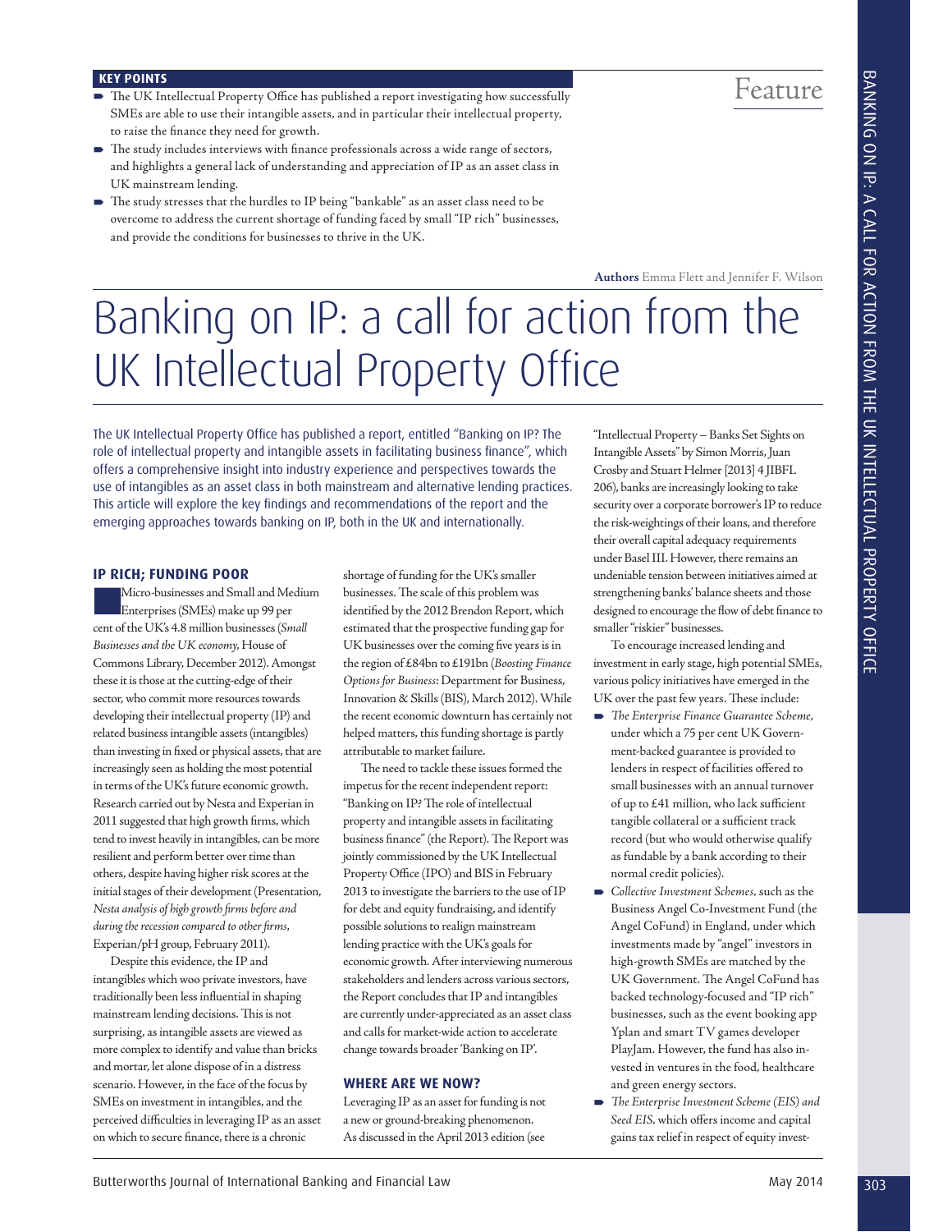**KEY POINTS**

- The UK Intellectual Property Office has published a report investigating how successfully SMEs are able to use their intangible assets, and in particular their intellectual property, to raise the finance they need for growth.
- The study includes interviews with finance professionals across a wide range of sectors, and highlights a general lack of understanding and appreciation of IP as an asset class in UK mainstream lending.
- The study stresses that the hurdles to IP being "bankable" as an asset class need to be overcome to address the current shortage of funding faced by small "IP rich" businesses, and provide the conditions for businesses to thrive in the UK.

Feature

**Authors** Emma Flett and Jennifer F. Wilson

# Banking on IP: a call for action from the UK Intellectual Property Office

The UK Intellectual Property Office has published a report, entitled "Banking on IP? The role of intellectual property and intangible assets in facilitating business finance", which offers a comprehensive insight into industry experience and perspectives towards the use of intangibles as an asset class in both mainstream and alternative lending practices. This article will explore the key findings and recommendations of the report and the emerging approaches towards banking on IP, both in the UK and internationally.

## IP RICH; FUNDING POOR

Micro-businesses and Small and Medium Enterprises (SMEs) make up 99 per cent of the UK's 4.8 million businesses (*Small Businesses and the UK economy*, House of Commons Library, December 2012). Amongst these it is those at the cutting-edge of their sector, who commit more resources towards developing their intellectual property (IP) and related business intangible assets (intangibles) than investing in fixed or physical assets, that are increasingly seen as holding the most potential in terms of the UK's future economic growth. Research carried out by Nesta and Experian in 2011 suggested that high growth firms, which tend to invest heavily in intangibles, can be more resilient and perform better over time than others, despite having higher risk scores at the initial stages of their development (Presentation, *Nesta analysis of high growth firms before and during the recession compared to other firms*, Experian/pH group, February 2011).

Despite this evidence, the IP and intangibles which woo private investors, have traditionally been less influential in shaping mainstream lending decisions. This is not surprising, as intangible assets are viewed as more complex to identify and value than bricks and mortar, let alone dispose of in a distress scenario. However, in the face of the focus by SMEs on investment in intangibles, and the perceived difficulties in leveraging IP as an asset on which to secure finance, there is a chronic shortage of funding for the UK's smaller businesses. The scale of this problem was identified by the 2012 Brendon Report, which estimated that the prospective funding gap for UK businesses over the coming five years is in the region of £84bn to £191bn (*Boosting Finance Options for Business*: Department for Business, Innovation & Skills (BIS), March 2012). While the recent economic downturn has certainly not helped matters, this funding shortage is partly attributable to market failure.

The need to tackle these issues formed the impetus for the recent independent report: "Banking on IP? The role of intellectual property and intangible assets in facilitating business finance" (the Report). The Report was jointly commissioned by the UK Intellectual Property Office (IPO) and BIS in February 2013 to investigate the barriers to the use of IP for debt and equity fundraising, and identify possible solutions to realign mainstream lending practice with the UK's goals for economic growth. After interviewing numerous stakeholders and lenders across various sectors, the Report concludes that IP and intangibles are currently under-appreciated as an asset class and calls for market-wide action to accelerate change towards broader 'Banking on IP'.

## WHERE ARE WE NOW?

Leveraging IP as an asset for funding is not a new or ground-breaking phenomenon. As discussed in the April 2013 edition (see "Intellectual Property – Banks Set Sights on Intangible Assets" by Simon Morris, Juan Crosby and Stuart Helmer [2013] 4 JIBFL 206), banks are increasingly looking to take security over a corporate borrower's IP to reduce the risk-weightings of their loans, and therefore their overall capital adequacy requirements under Basel III. However, there remains an undeniable tension between initiatives aimed at strengthening banks' balance sheets and those designed to encourage the flow of debt finance to smaller "riskier" businesses.

To encourage increased lending and investment in early stage, high potential SMEs, various policy initiatives have emerged in the UK over the past few years. These include:

- *The Enterprise Finance Guarantee Scheme*, under which a 75 per cent UK Government-backed guarantee is provided to lenders in respect of facilities offered to small businesses with an annual turnover of up to £41 million, who lack sufficient tangible collateral or a sufficient track record (but who would otherwise qualify as fundable by a bank according to their normal credit policies).
- *Collective Investment Schemes*, such as the Business Angel Co-Investment Fund (the Angel CoFund) in England, under which investments made by "angel" investors in high-growth SMEs are matched by the UK Government. The Angel CoFund has backed technology-focused and "IP rich" businesses, such as the event booking app Yplan and smart TV games developer PlayJam. However, the fund has also invested in ventures in the food, healthcare and green energy sectors.
- *The Enterprise Investment Scheme (EIS) and Seed EIS*, which offers income and capital gains tax relief in respect of equity invest-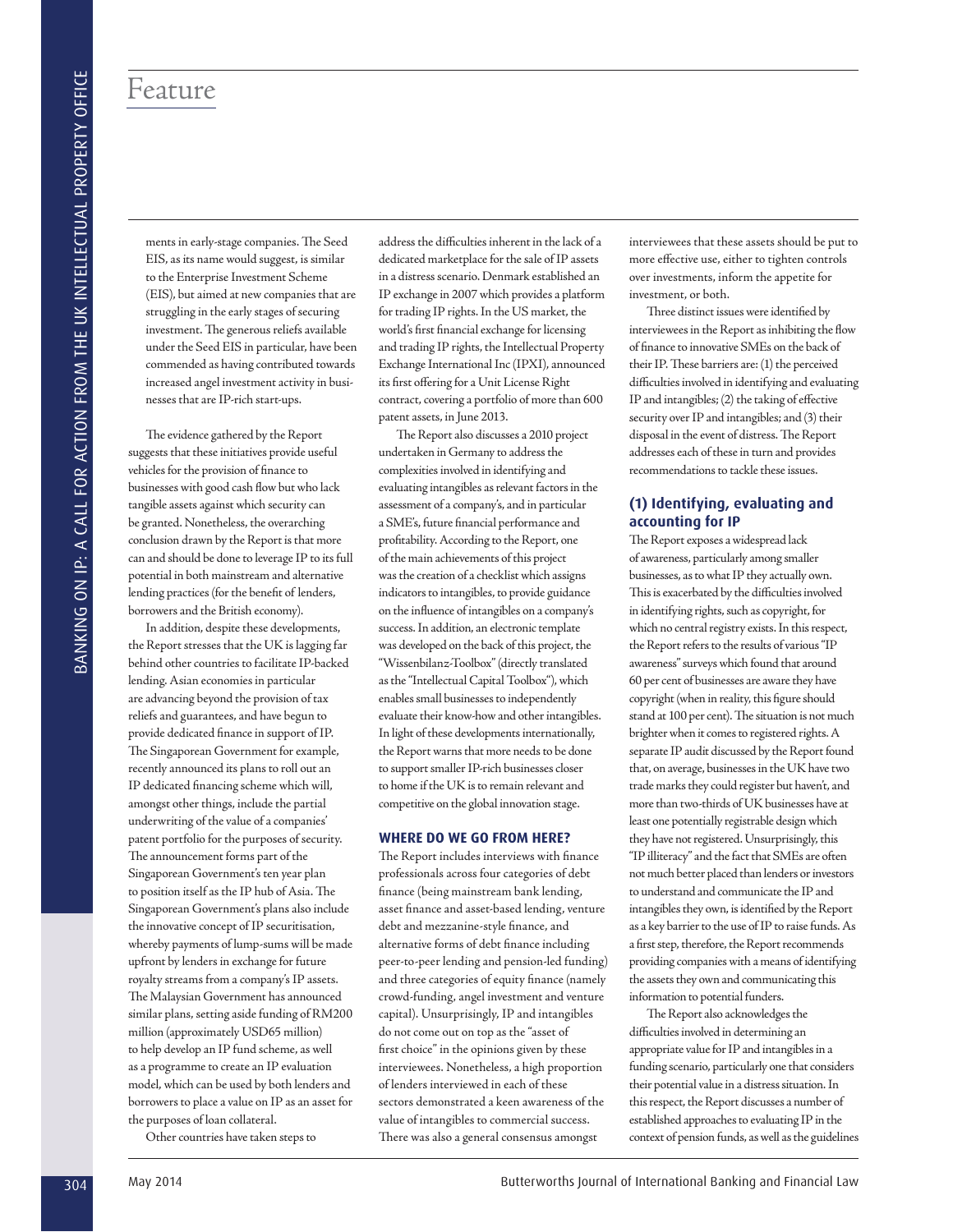ments in early-stage companies. The Seed EIS, as its name would suggest, is similar to the Enterprise Investment Scheme (EIS), but aimed at new companies that are struggling in the early stages of securing investment. The generous reliefs available under the Seed EIS in particular, have been commended as having contributed towards increased angel investment activity in businesses that are IP-rich start-ups.

The evidence gathered by the Report suggests that these initiatives provide useful vehicles for the provision of finance to businesses with good cash flow but who lack tangible assets against which security can be granted. Nonetheless, the overarching conclusion drawn by the Report is that more can and should be done to leverage IP to its full potential in both mainstream and alternative lending practices (for the benefit of lenders, borrowers and the British economy).

In addition, despite these developments, the Report stresses that the UK is lagging far behind other countries to facilitate IP-backed lending. Asian economies in particular are advancing beyond the provision of tax reliefs and guarantees, and have begun to provide dedicated finance in support of IP. The Singaporean Government for example, recently announced its plans to roll out an IP dedicated financing scheme which will, amongst other things, include the partial underwriting of the value of a companies' patent portfolio for the purposes of security. The announcement forms part of the Singaporean Government's ten year plan to position itself as the IP hub of Asia. The Singaporean Government's plans also include the innovative concept of IP securitisation, whereby payments of lump-sums will be made upfront by lenders in exchange for future royalty streams from a company's IP assets. The Malaysian Government has announced similar plans, setting aside funding of RM200 million (approximately USD65 million) to help develop an IP fund scheme, as well as a programme to create an IP evaluation model, which can be used by both lenders and borrowers to place a value on IP as an asset for the purposes of loan collateral.

Other countries have taken steps to address the difficulties inherent in the lack of a dedicated marketplace for the sale of IP assets in a distress scenario. Denmark established an IP exchange in 2007 which provides a platform for trading IP rights. In the US market, the world's first financial exchange for licensing and trading IP rights, the Intellectual Property Exchange International Inc (IPXI), announced its first offering for a Unit License Right contract, covering a portfolio of more than 600 patent assets, in June 2013.

The Report also discusses a 2010 project undertaken in Germany to address the complexities involved in identifying and evaluating intangibles as relevant factors in the assessment of a company's, and in particular a SME's, future financial performance and profitability. According to the Report, one of the main achievements of this project was the creation of a checklist which assigns indicators to intangibles, to provide guidance on the influence of intangibles on a company's success. In addition, an electronic template was developed on the back of this project, the "Wissenbilanz-Toolbox" (directly translated as the "Intellectual Capital Toolbox"), which enables small businesses to independently evaluate their know-how and other intangibles. In light of these developments internationally, the Report warns that more needs to be done to support smaller IP-rich businesses closer to home if the UK is to remain relevant and competitive on the global innovation stage.

## WHERE DO WE GO FROM HERE?

The Report includes interviews with finance professionals across four categories of debt finance (being mainstream bank lending, asset finance and asset-based lending, venture debt and mezzanine-style finance, and alternative forms of debt finance including peer-to-peer lending and pension-led funding) and three categories of equity finance (namely crowd-funding, angel investment and venture capital). Unsurprisingly, IP and intangibles do not come out on top as the "asset of first choice" in the opinions given by these interviewees. Nonetheless, a high proportion of lenders interviewed in each of these sectors demonstrated a keen awareness of the value of intangibles to commercial success. There was also a general consensus amongst interviewees that these assets should be put to more effective use, either to tighten controls over investments, inform the appetite for investment, or both.

Three distinct issues were identified by interviewees in the Report as inhibiting the flow of finance to innovative SMEs on the back of their IP. These barriers are: (1) the perceived difficulties involved in identifying and evaluating IP and intangibles; (2) the taking of effective security over IP and intangibles; and (3) their disposal in the event of distress. The Report addresses each of these in turn and provides recommendations to tackle these issues.

### (1) Identifying, evaluating and accounting for IP

The Report exposes a widespread lack of awareness, particularly among smaller businesses, as to what IP they actually own. This is exacerbated by the difficulties involved in identifying rights, such as copyright, for which no central registry exists. In this respect, the Report refers to the results of various "IP awareness" surveys which found that around 60 per cent of businesses are aware they have copyright (when in reality, this figure should stand at 100 per cent). The situation is not much brighter when it comes to registered rights. A separate IP audit discussed by the Report found that, on average, businesses in the UK have two trade marks they could register but haven't, and more than two-thirds of UK businesses have at least one potentially registrable design which they have not registered. Unsurprisingly, this "IP illiteracy" and the fact that SMEs are often not much better placed than lenders or investors to understand and communicate the IP and intangibles they own, is identified by the Report as a key barrier to the use of IP to raise funds. As a first step, therefore, the Report recommends providing companies with a means of identifying the assets they own and communicating this information to potential funders.

The Report also acknowledges the difficulties involved in determining an appropriate value for IP and intangibles in a funding scenario, particularly one that considers their potential value in a distress situation. In this respect, the Report discusses a number of established approaches to evaluating IP in the context of pension funds, as well as the guidelines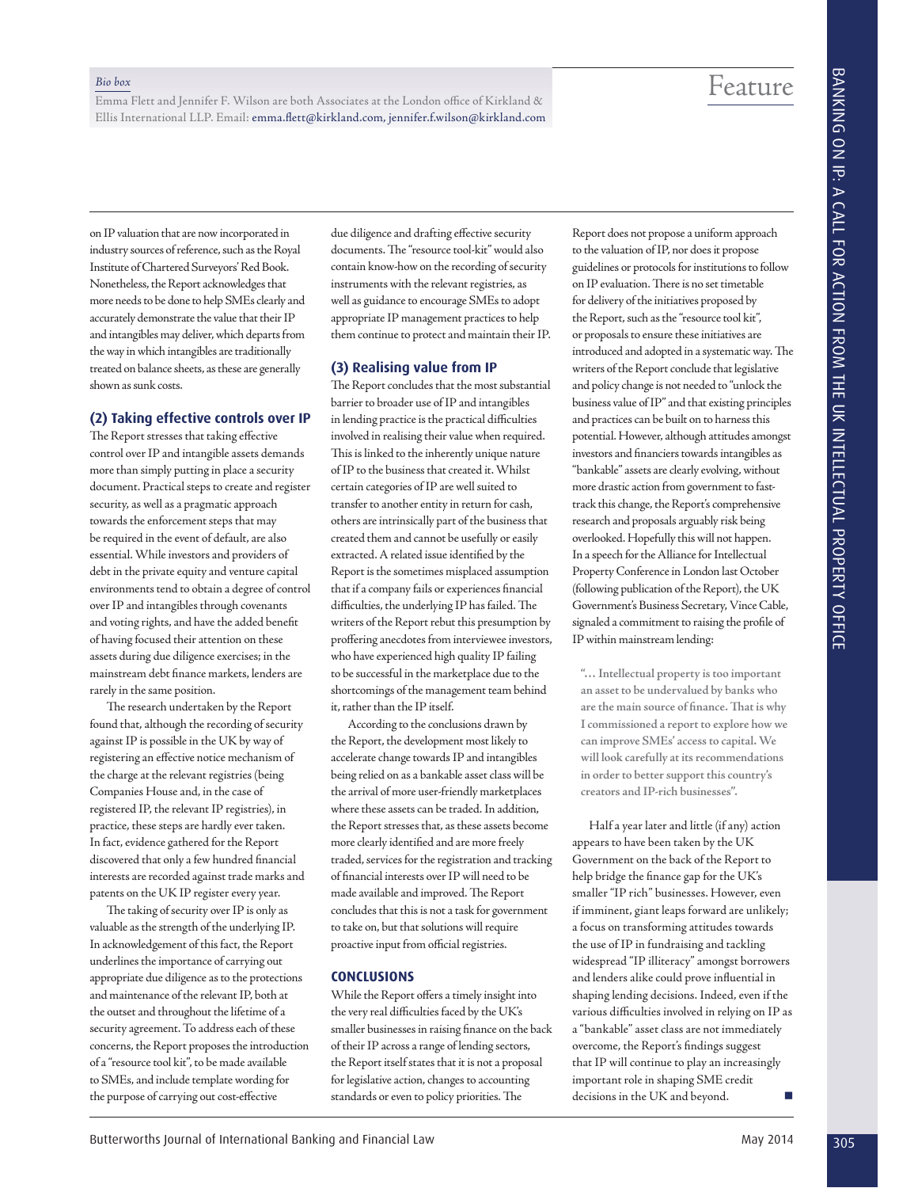*Bio box*

Emma Flett and Jennifer F. Wilson are both Associates at the London office of Kirkland & Ellis International LLP. Email: emma.flett@kirkland.com, jennifer.f.wilson@kirkland.com

on IP valuation that are now incorporated in industry sources of reference, such as the Royal Institute of Chartered Surveyors' Red Book. Nonetheless, the Report acknowledges that more needs to be done to help SMEs clearly and accurately demonstrate the value that their IP and intangibles may deliver, which departs from the way in which intangibles are traditionally treated on balance sheets, as these are generally shown as sunk costs.

### (2) Taking effective controls over IP

The Report stresses that taking effective control over IP and intangible assets demands more than simply putting in place a security document. Practical steps to create and register security, as well as a pragmatic approach towards the enforcement steps that may be required in the event of default, are also essential. While investors and providers of debt in the private equity and venture capital environments tend to obtain a degree of control over IP and intangibles through covenants and voting rights, and have the added benefit of having focused their attention on these assets during due diligence exercises; in the mainstream debt finance markets, lenders are rarely in the same position.

The research undertaken by the Report found that, although the recording of security against IP is possible in the UK by way of registering an effective notice mechanism of the charge at the relevant registries (being Companies House and, in the case of registered IP, the relevant IP registries), in practice, these steps are hardly ever taken. In fact, evidence gathered for the Report discovered that only a few hundred financial interests are recorded against trade marks and patents on the UK IP register every year.

The taking of security over IP is only as valuable as the strength of the underlying IP. In acknowledgement of this fact, the Report underlines the importance of carrying out appropriate due diligence as to the protections and maintenance of the relevant IP, both at the outset and throughout the lifetime of a security agreement. To address each of these concerns, the Report proposes the introduction of a "resource tool kit", to be made available to SMEs, and include template wording for the purpose of carrying out cost-effective due diligence and drafting effective security documents. The "resource tool-kit" would also contain know-how on the recording of security instruments with the relevant registries, as well as guidance to encourage SMEs to adopt appropriate IP management practices to help them continue to protect and maintain their IP.

### (3) Realising value from IP

The Report concludes that the most substantial barrier to broader use of IP and intangibles in lending practice is the practical difficulties involved in realising their value when required. This is linked to the inherently unique nature of IP to the business that created it. Whilst certain categories of IP are well suited to transfer to another entity in return for cash, others are intrinsically part of the business that created them and cannot be usefully or easily extracted. A related issue identified by the Report is the sometimes misplaced assumption that if a company fails or experiences financial difficulties, the underlying IP has failed. The writers of the Report rebut this presumption by proffering anecdotes from interviewee investors, who have experienced high quality IP failing to be successful in the marketplace due to the shortcomings of the management team behind it, rather than the IP itself.

According to the conclusions drawn by the Report, the development most likely to accelerate change towards IP and intangibles being relied on as a bankable asset class will be the arrival of more user-friendly marketplaces where these assets can be traded. In addition, the Report stresses that, as these assets become more clearly identified and are more freely traded, services for the registration and tracking of financial interests over IP will need to be made available and improved. The Report concludes that this is not a task for government to take on, but that solutions will require proactive input from official registries.

## CONCLUSIONS

While the Report offers a timely insight into the very real difficulties faced by the UK's smaller businesses in raising finance on the back of their IP across a range of lending sectors, the Report itself states that it is not a proposal for legislative action, changes to accounting standards or even to policy priorities. The Report does not propose a uniform approach to the valuation of IP, nor does it propose guidelines or protocols for institutions to follow on IP evaluation. There is no set timetable for delivery of the initiatives proposed by the Report, such as the "resource tool kit", or proposals to ensure these initiatives are introduced and adopted in a systematic way. The writers of the Report conclude that legislative and policy change is not needed to "unlock the business value of IP" and that existing principles and practices can be built on to harness this potential. However, although attitudes amongst investors and financiers towards intangibles as "bankable" assets are clearly evolving, without more drastic action from government to fast-track this change, the Report's comprehensive research and proposals arguably risk being overlooked. Hopefully this will not happen. In a speech for the Alliance for Intellectual Property Conference in London last October (following publication of the Report), the UK Government's Business Secretary, Vince Cable, signaled a commitment to raising the profile of IP within mainstream lending:

> **"… Intellectual property is too important an asset to be undervalued by banks who are the main source of finance. That is why I commissioned a report to explore how we can improve SMEs' access to capital. We will look carefully at its recommendations in order to better support this country's creators and IP-rich businesses".**

Half a year later and little (if any) action appears to have been taken by the UK Government on the back of the Report to help bridge the finance gap for the UK's smaller "IP rich" businesses. However, even if imminent, giant leaps forward are unlikely; a focus on transforming attitudes towards the use of IP in fundraising and tackling widespread "IP illiteracy" amongst borrowers and lenders alike could prove influential in shaping lending decisions. Indeed, even if the various difficulties involved in relying on IP as a "bankable" asset class are not immediately overcome, the Report's findings suggest that IP will continue to play an increasingly important role in shaping SME credit decisions in the UK and beyond. ■